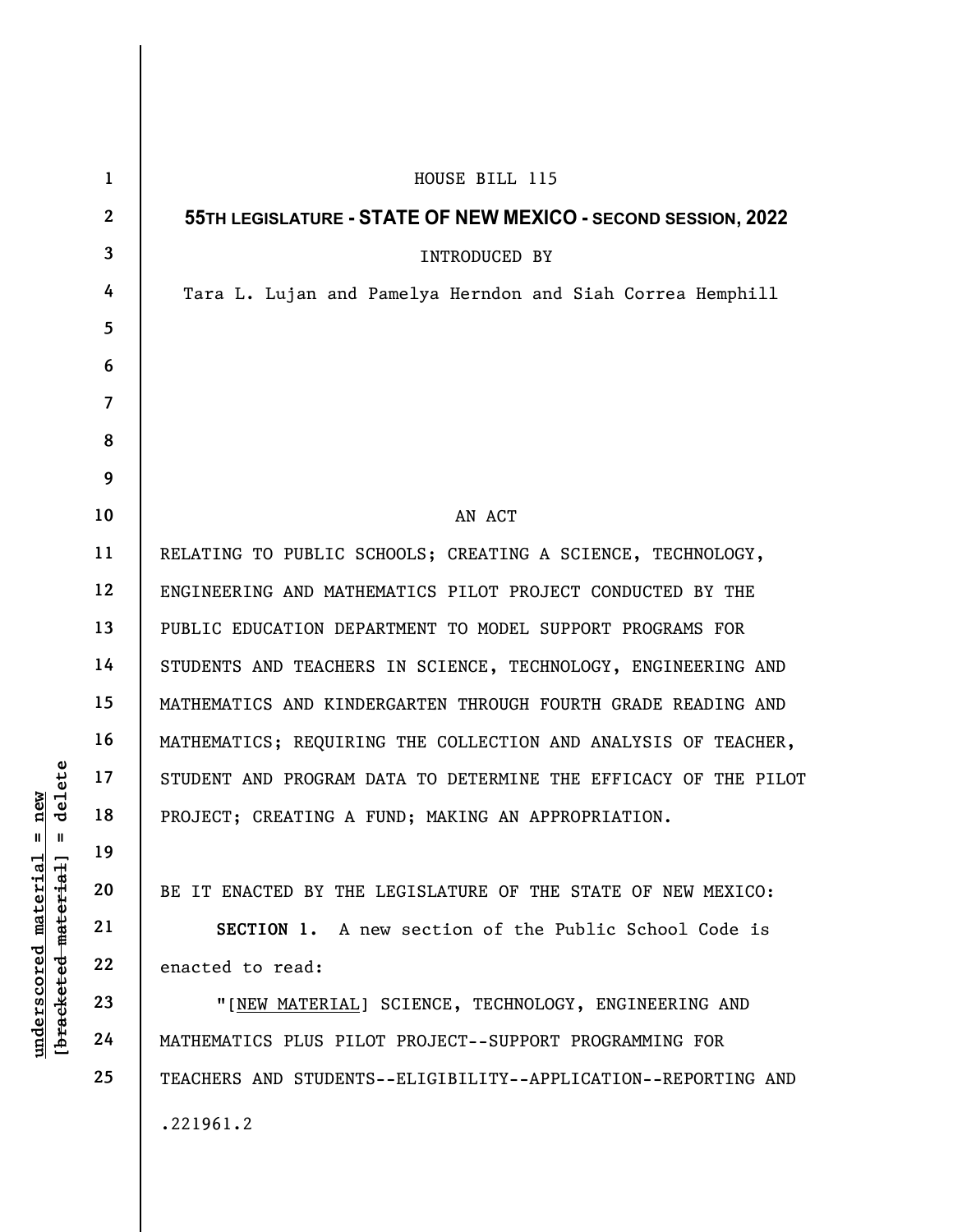HOUSE BILL 115

**55TH LEGISLATURE - STATE OF NEW MEXICO - SECOND SESSION, 2022**

INTRODUCED BY

Tara L. Lujan and Pamelya Herndon and Siah Correa Hemphill

AN ACT

RELATING TO PUBLIC SCHOOLS; CREATING A SCIENCE, TECHNOLOGY, ENGINEERING AND MATHEMATICS PILOT PROJECT CONDUCTED BY THE PUBLIC EDUCATION DEPARTMENT TO MODEL SUPPORT PROGRAMS FOR STUDENTS AND TEACHERS IN SCIENCE, TECHNOLOGY, ENGINEERING AND MATHEMATICS AND KINDERGARTEN THROUGH FOURTH GRADE READING AND MATHEMATICS; REQUIRING THE COLLECTION AND ANALYSIS OF TEACHER, STUDENT AND PROGRAM DATA TO DETERMINE THE EFFICACY OF THE PILOT PROJECT; CREATING A FUND; MAKING AN APPROPRIATION.

BE IT ENACTED BY THE LEGISLATURE OF THE STATE OF NEW MEXICO:

**SECTION 1.** A new section of the Public School Code is enacted to read:

"[NEW MATERIAL] SCIENCE, TECHNOLOGY, ENGINEERING AND MATHEMATICS PLUS PILOT PROJECT--SUPPORT PROGRAMMING FOR TEACHERS AND STUDENTS--ELIGIBILITY--APPLICATION--REPORTING AND

.221961.2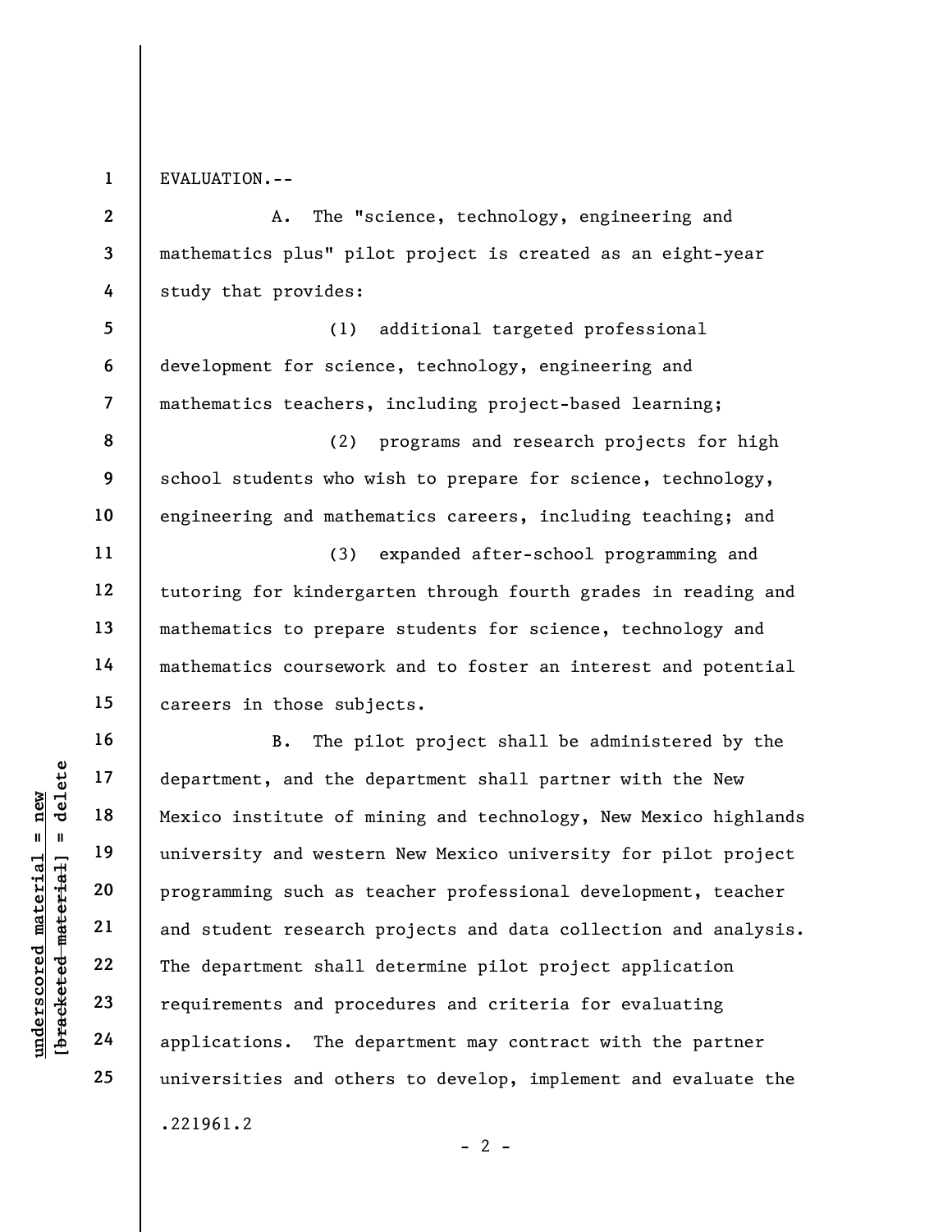EVALUATION.--

A. The "science, technology, engineering and mathematics plus" pilot project is created as an eight-year study that provides:

(1) additional targeted professional development for science, technology, engineering and mathematics teachers, including project-based learning;

(2) programs and research projects for high school students who wish to prepare for science, technology, engineering and mathematics careers, including teaching; and

(3) expanded after-school programming and tutoring for kindergarten through fourth grades in reading and mathematics to prepare students for science, technology and mathematics coursework and to foster an interest and potential careers in those subjects.

B. The pilot project shall be administered by the department, and the department shall partner with the New Mexico institute of mining and technology, New Mexico highlands university and western New Mexico university for pilot project programming such as teacher professional development, teacher and student research projects and data collection and analysis. The department shall determine pilot project application requirements and procedures and criteria for evaluating applications. The department may contract with the partner universities and others to develop, implement and evaluate the

.221961.2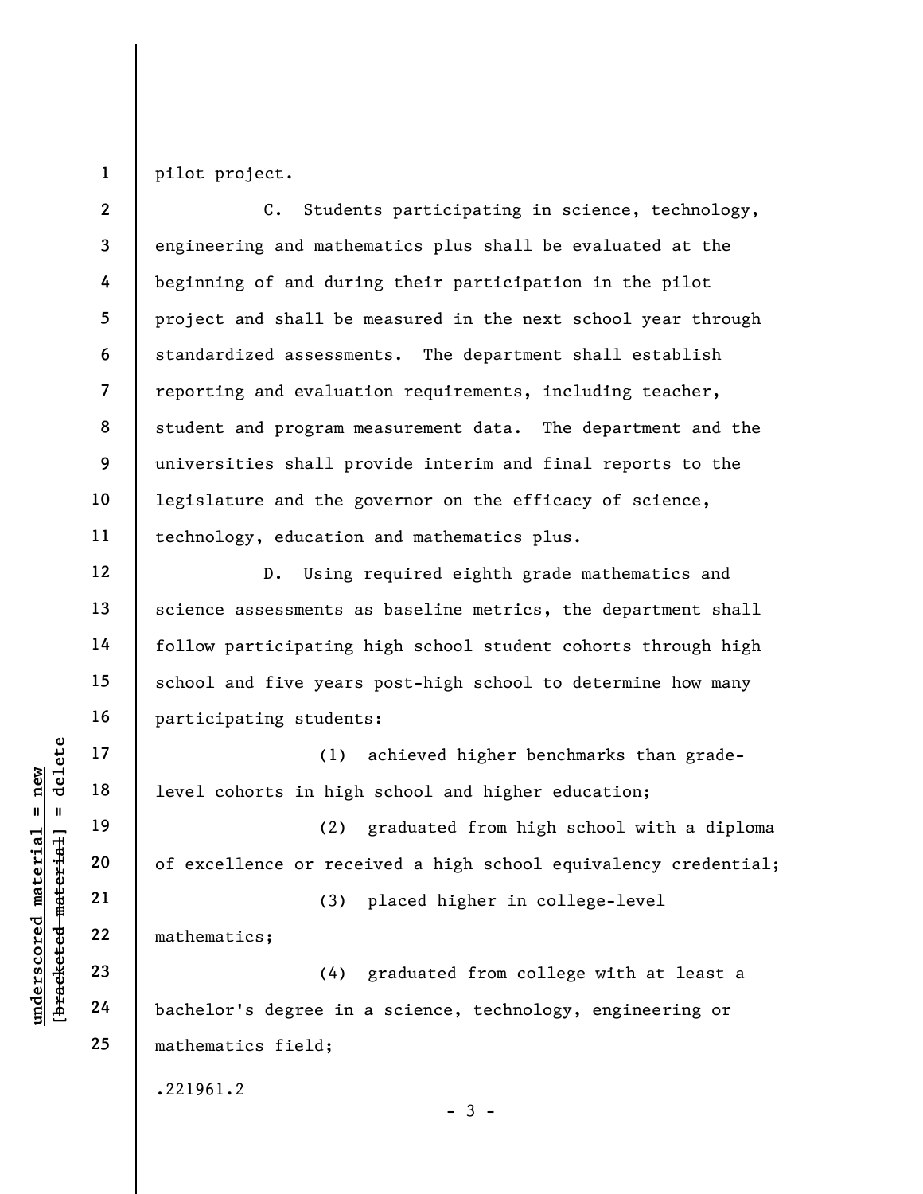pilot project.

C. Students participating in science, technology, engineering and mathematics plus shall be evaluated at the beginning of and during their participation in the pilot project and shall be measured in the next school year through standardized assessments. The department shall establish reporting and evaluation requirements, including teacher, student and program measurement data. The department and the universities shall provide interim and final reports to the legislature and the governor on the efficacy of science, technology, education and mathematics plus.

D. Using required eighth grade mathematics and science assessments as baseline metrics, the department shall follow participating high school student cohorts through high school and five years post-high school to determine how many participating students:

(1) achieved higher benchmarks than grade-level cohorts in high school and higher education;

(2) graduated from high school with a diploma of excellence or received a high school equivalency credential;

(3) placed higher in college-level mathematics;

(4) graduated from college with at least a bachelor's degree in a science, technology, engineering or mathematics field;

.221961.2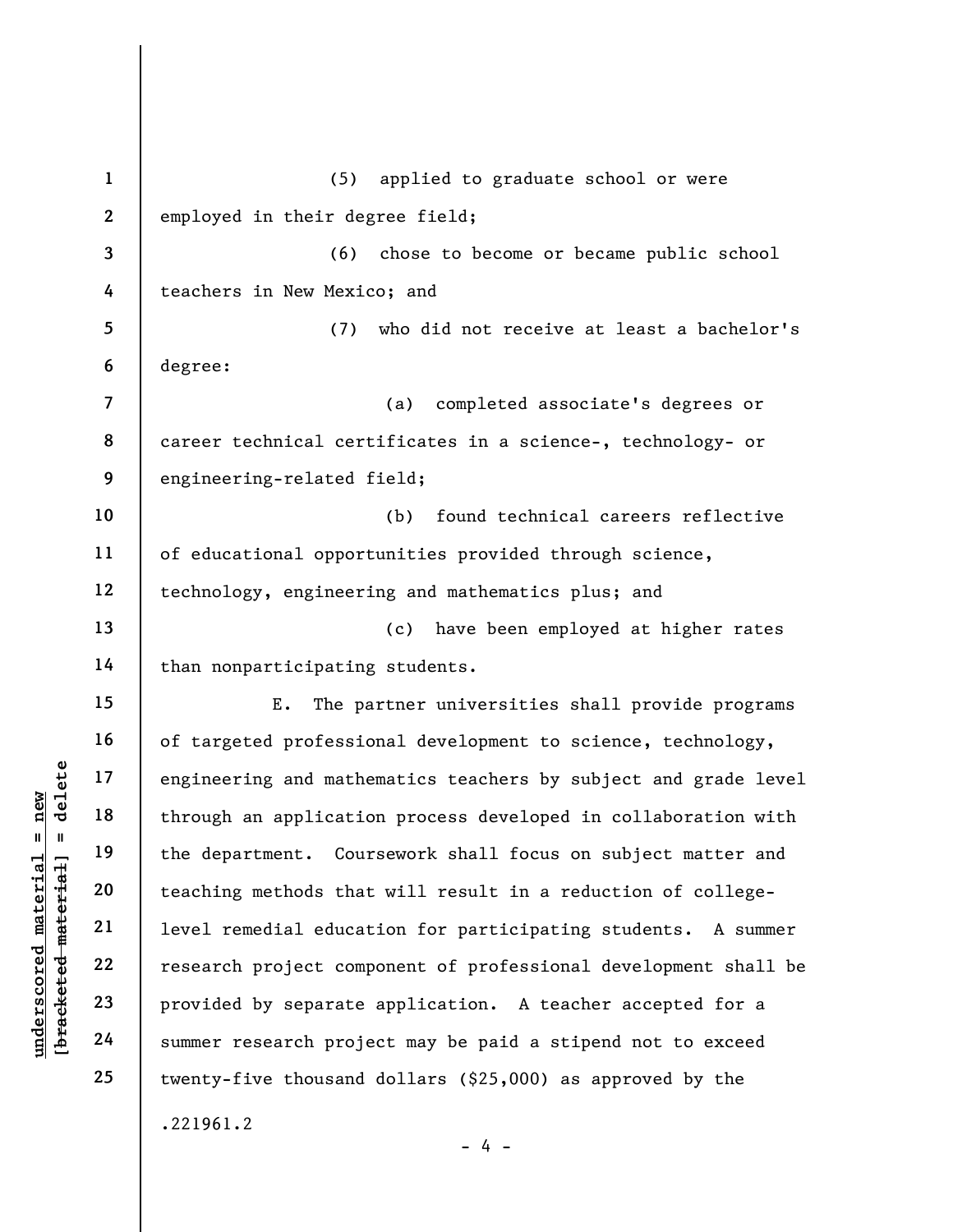(5) applied to graduate school or were employed in their degree field;

(6) chose to become or became public school teachers in New Mexico; and

(7) who did not receive at least a bachelor's degree:

(a) completed associate's degrees or career technical certificates in a science-, technology- or engineering-related field;

(b) found technical careers reflective of educational opportunities provided through science, technology, engineering and mathematics plus; and

(c) have been employed at higher rates than nonparticipating students.

E. The partner universities shall provide programs of targeted professional development to science, technology, engineering and mathematics teachers by subject and grade level through an application process developed in collaboration with the department. Coursework shall focus on subject matter and teaching methods that will result in a reduction of college-level remedial education for participating students. A summer research project component of professional development shall be provided by separate application. A teacher accepted for a summer research project may be paid a stipend not to exceed twenty-five thousand dollars ($25,000) as approved by the

.221961.2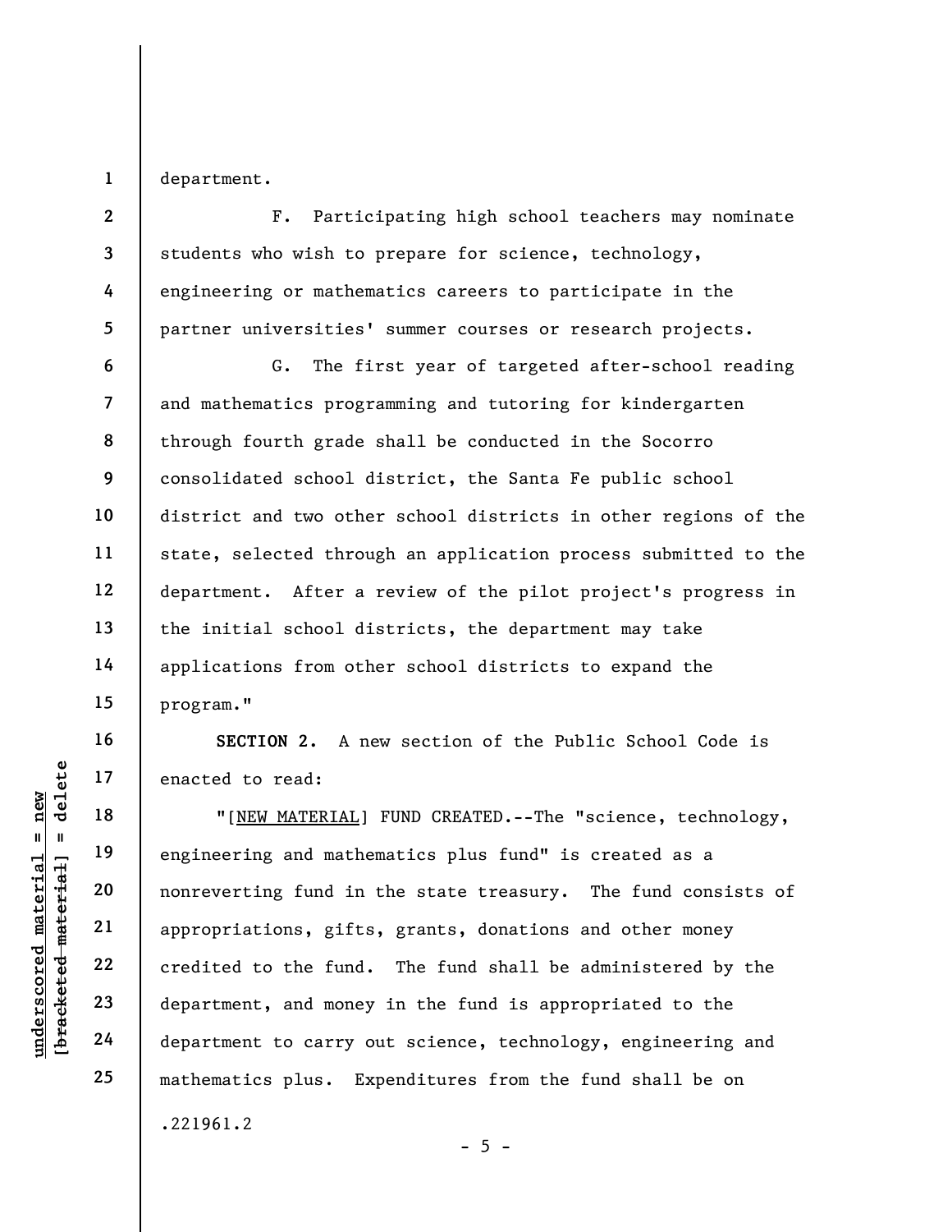department.

F. Participating high school teachers may nominate students who wish to prepare for science, technology, engineering or mathematics careers to participate in the partner universities' summer courses or research projects.

G. The first year of targeted after-school reading and mathematics programming and tutoring for kindergarten through fourth grade shall be conducted in the Socorro consolidated school district, the Santa Fe public school district and two other school districts in other regions of the state, selected through an application process submitted to the department. After a review of the pilot project's progress in the initial school districts, the department may take applications from other school districts to expand the program."

**SECTION 2.** A new section of the Public School Code is enacted to read:

"[NEW MATERIAL] FUND CREATED.--The "science, technology, engineering and mathematics plus fund" is created as a nonreverting fund in the state treasury. The fund consists of appropriations, gifts, grants, donations and other money credited to the fund. The fund shall be administered by the department, and money in the fund is appropriated to the department to carry out science, technology, engineering and mathematics plus. Expenditures from the fund shall be on

.221961.2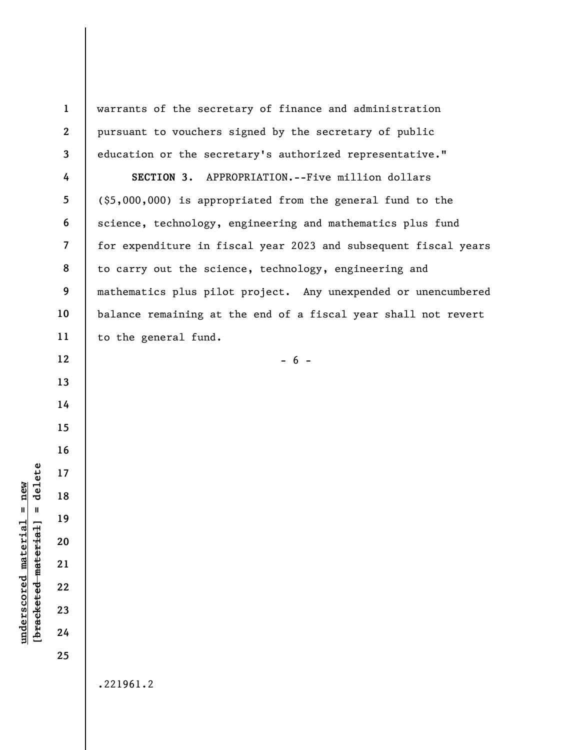warrants of the secretary of finance and administration pursuant to vouchers signed by the secretary of public education or the secretary's authorized representative."

**SECTION 3.** APPROPRIATION.--Five million dollars ($5,000,000) is appropriated from the general fund to the science, technology, engineering and mathematics plus fund for expenditure in fiscal year 2023 and subsequent fiscal years to carry out the science, technology, engineering and mathematics plus pilot project. Any unexpended or unencumbered balance remaining at the end of a fiscal year shall not revert to the general fund.

.221961.2